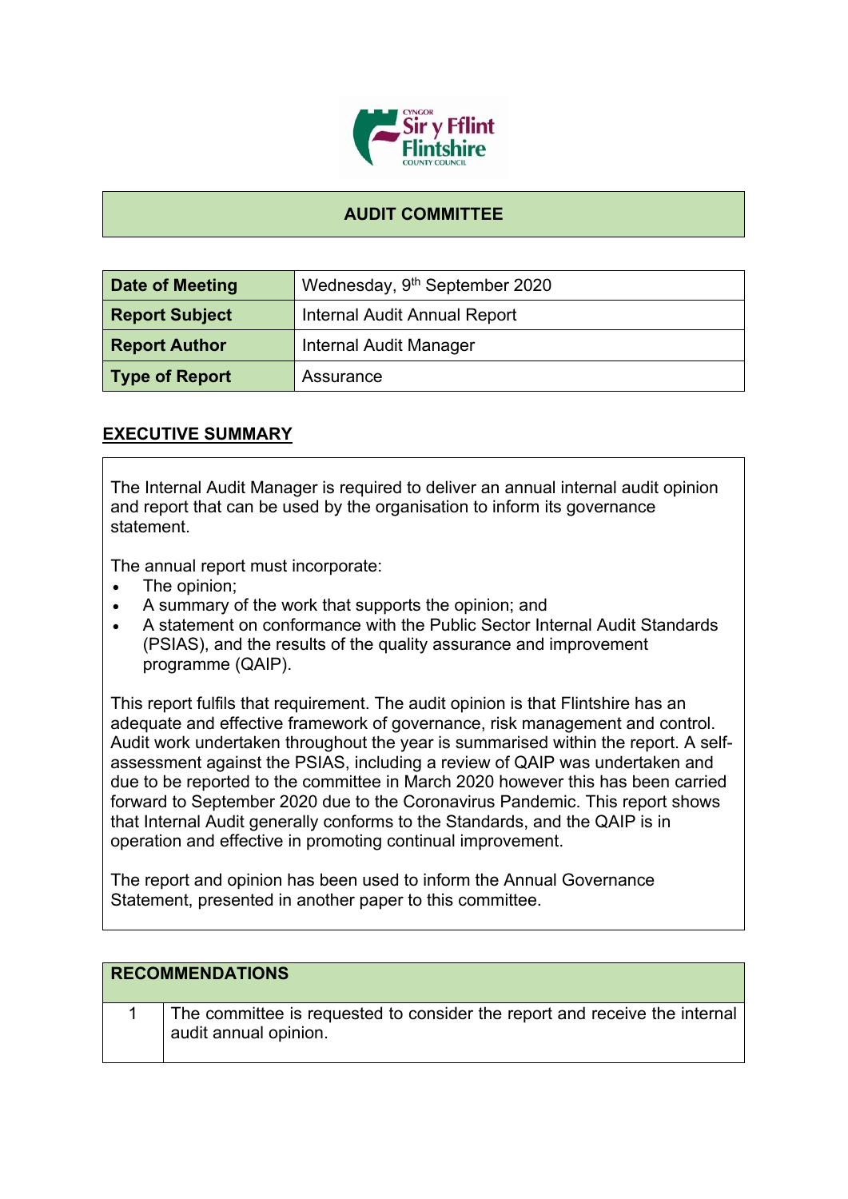Cyngor Sir y Fflint
Flintshire County Council

# AUDIT COMMITTEE

| | |
|---|---|
| **Date of Meeting** | Wednesday, 9th September 2020 |
| **Report Subject** | Internal Audit Annual Report |
| **Report Author** | Internal Audit Manager |
| **Type of Report** | Assurance |

## EXECUTIVE SUMMARY

The Internal Audit Manager is required to deliver an annual internal audit opinion and report that can be used by the organisation to inform its governance statement.

The annual report must incorporate:

- The opinion;
- A summary of the work that supports the opinion; and
- A statement on conformance with the Public Sector Internal Audit Standards (PSIAS), and the results of the quality assurance and improvement programme (QAIP).

This report fulfils that requirement. The audit opinion is that Flintshire has an adequate and effective framework of governance, risk management and control. Audit work undertaken throughout the year is summarised within the report. A self-assessment against the PSIAS, including a review of QAIP was undertaken and due to be reported to the committee in March 2020 however this has been carried forward to September 2020 due to the Coronavirus Pandemic. This report shows that Internal Audit generally conforms to the Standards, and the QAIP is in operation and effective in promoting continual improvement.

The report and opinion has been used to inform the Annual Governance Statement, presented in another paper to this committee.

| RECOMMENDATIONS | |
|---|---|
| 1 | The committee is requested to consider the report and receive the internal audit annual opinion. |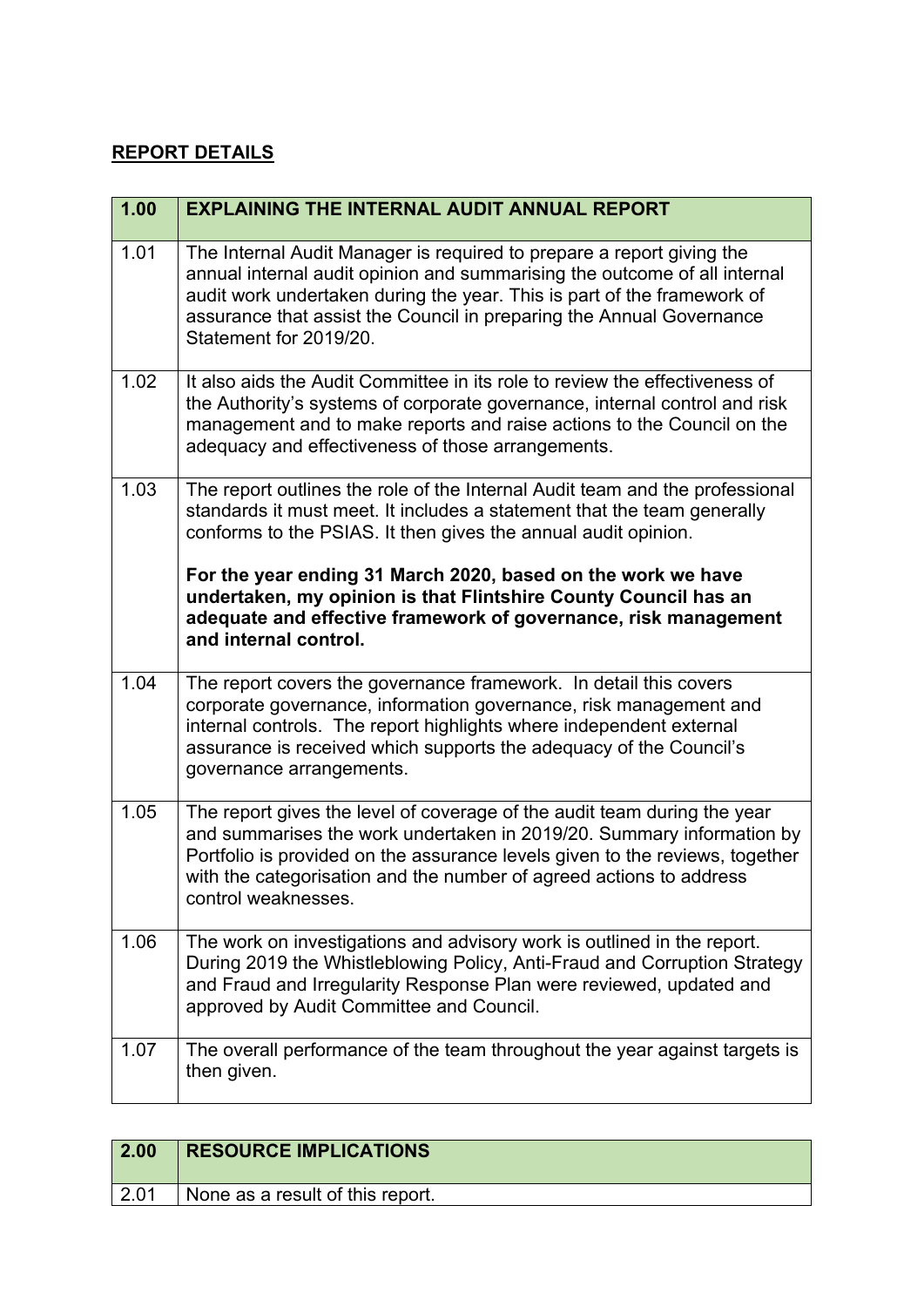## REPORT DETAILS

| 1.00 | EXPLAINING THE INTERNAL AUDIT ANNUAL REPORT |
|---|---|
| 1.01 | The Internal Audit Manager is required to prepare a report giving the annual internal audit opinion and summarising the outcome of all internal audit work undertaken during the year. This is part of the framework of assurance that assist the Council in preparing the Annual Governance Statement for 2019/20. |
| 1.02 | It also aids the Audit Committee in its role to review the effectiveness of the Authority's systems of corporate governance, internal control and risk management and to make reports and raise actions to the Council on the adequacy and effectiveness of those arrangements. |
| 1.03 | The report outlines the role of the Internal Audit team and the professional standards it must meet. It includes a statement that the team generally conforms to the PSIAS. It then gives the annual audit opinion.<br><br>**For the year ending 31 March 2020, based on the work we have undertaken, my opinion is that Flintshire County Council has an adequate and effective framework of governance, risk management and internal control.** |
| 1.04 | The report covers the governance framework. In detail this covers corporate governance, information governance, risk management and internal controls. The report highlights where independent external assurance is received which supports the adequacy of the Council's governance arrangements. |
| 1.05 | The report gives the level of coverage of the audit team during the year and summarises the work undertaken in 2019/20. Summary information by Portfolio is provided on the assurance levels given to the reviews, together with the categorisation and the number of agreed actions to address control weaknesses. |
| 1.06 | The work on investigations and advisory work is outlined in the report. During 2019 the Whistleblowing Policy, Anti-Fraud and Corruption Strategy and Fraud and Irregularity Response Plan were reviewed, updated and approved by Audit Committee and Council. |
| 1.07 | The overall performance of the team throughout the year against targets is then given. |

| 2.00 | RESOURCE IMPLICATIONS |
|---|---|
| 2.01 | None as a result of this report. |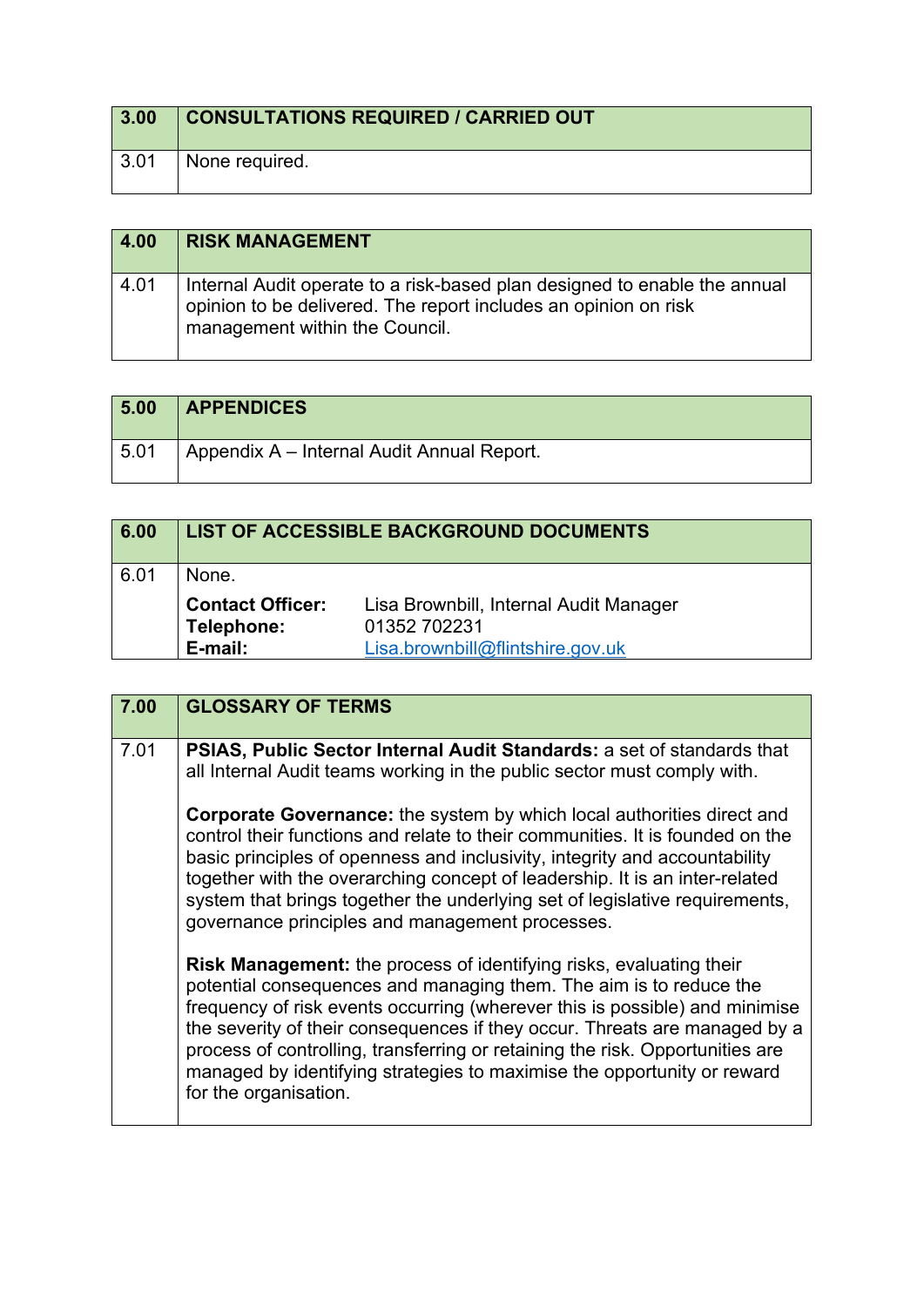| 3.00 | CONSULTATIONS REQUIRED / CARRIED OUT |
|---|---|
| 3.01 | None required. |

| 4.00 | RISK MANAGEMENT |
|---|---|
| 4.01 | Internal Audit operate to a risk-based plan designed to enable the annual opinion to be delivered. The report includes an opinion on risk management within the Council. |

| 5.00 | APPENDICES |
|---|---|
| 5.01 | Appendix A – Internal Audit Annual Report. |

| 6.00 | LIST OF ACCESSIBLE BACKGROUND DOCUMENTS |
|---|---|
| 6.01 | None.<br><br>**Contact Officer:** Lisa Brownbill, Internal Audit Manager<br>**Telephone:** 01352 702231<br>**E-mail:** Lisa.brownbill@flintshire.gov.uk |

| 7.00 | GLOSSARY OF TERMS |
|---|---|
| 7.01 | **PSIAS, Public Sector Internal Audit Standards:** a set of standards that all Internal Audit teams working in the public sector must comply with.<br><br>**Corporate Governance:** the system by which local authorities direct and control their functions and relate to their communities. It is founded on the basic principles of openness and inclusivity, integrity and accountability together with the overarching concept of leadership. It is an inter-related system that brings together the underlying set of legislative requirements, governance principles and management processes.<br><br>**Risk Management:** the process of identifying risks, evaluating their potential consequences and managing them. The aim is to reduce the frequency of risk events occurring (wherever this is possible) and minimise the severity of their consequences if they occur. Threats are managed by a process of controlling, transferring or retaining the risk. Opportunities are managed by identifying strategies to maximise the opportunity or reward for the organisation. |